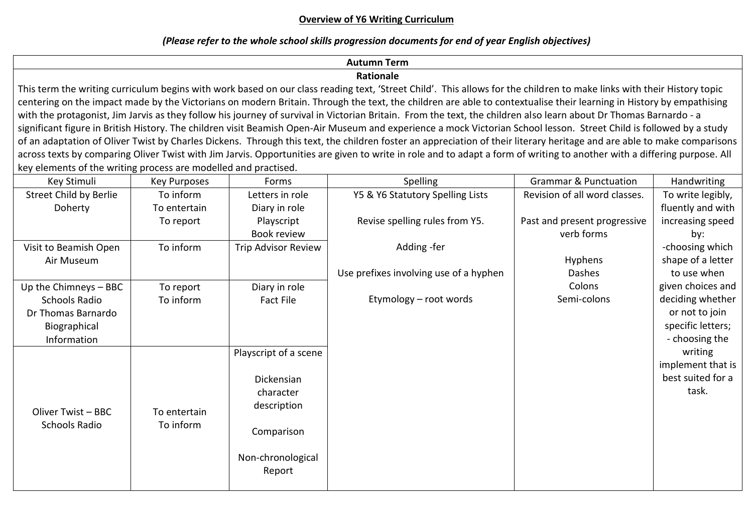## Overview of Y6 Writing Curriculum

***(Please refer to the whole school skills progression documents for end of year English objectives)***

| **Autumn Term** | | | | | |
|---|---|---|---|---|---|
| **Rationale**<br>This term the writing curriculum begins with work based on our class reading text, 'Street Child'. This allows for the children to make links with their History topic centering on the impact made by the Victorians on modern Britain. Through the text, the children are able to contextualise their learning in History by empathising with the protagonist, Jim Jarvis as they follow his journey of survival in Victorian Britain. From the text, the children also learn about Dr Thomas Barnardo - a significant figure in British History. The children visit Beamish Open-Air Museum and experience a mock Victorian School lesson. Street Child is followed by a study of an adaptation of Oliver Twist by Charles Dickens. Through this text, the children foster an appreciation of their literary heritage and are able to make comparisons across texts by comparing Oliver Twist with Jim Jarvis. Opportunities are given to write in role and to adapt a form of writing to another with a differing purpose. All key elements of the writing process are modelled and practised. | | | | | |
| Key Stimuli | Key Purposes | Forms | Spelling | Grammar & Punctuation | Handwriting |
| Street Child by Berlie Doherty | To inform<br>To entertain<br>To report | Letters in role<br>Diary in role<br>Playscript<br>Book review | Y5 & Y6 Statutory Spelling Lists<br><br>Revise spelling rules from Y5.<br><br>Adding -fer<br><br>Use prefixes involving use of a hyphen<br><br>Etymology – root words | Revision of all word classes.<br><br>Past and present progressive verb forms<br><br>Hyphens<br>Dashes<br>Colons<br>Semi-colons | To write legibly, fluently and with increasing speed by:<br>-choosing which shape of a letter to use when given choices and deciding whether or not to join specific letters;<br>- choosing the writing implement that is best suited for a task. |
| Visit to Beamish Open Air Museum | To inform | Trip Advisor Review | | | |
| Up the Chimneys – BBC Schools Radio<br>Dr Thomas Barnardo Biographical Information | To report<br>To inform | Diary in role<br>Fact File | | | |
| Oliver Twist – BBC Schools Radio | To entertain<br>To inform | Playscript of a scene<br><br>Dickensian character description<br><br>Comparison<br><br>Non-chronological Report | | | |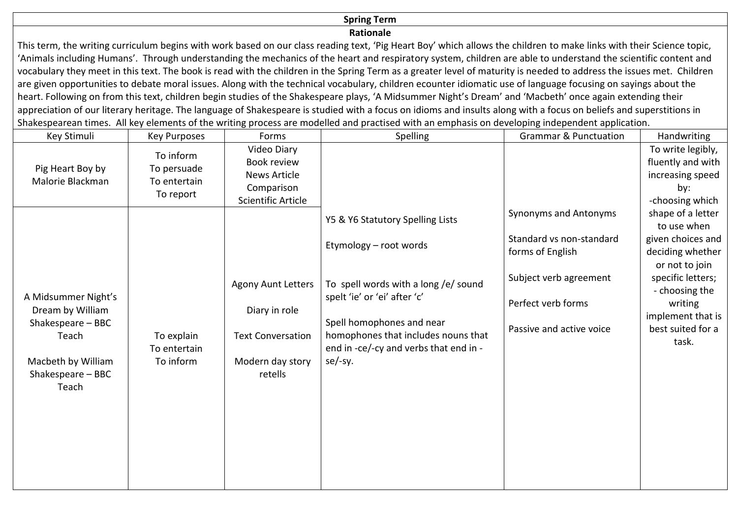## Spring Term

### Rationale

This term, the writing curriculum begins with work based on our class reading text, 'Pig Heart Boy' which allows the children to make links with their Science topic, 'Animals including Humans'. Through understanding the mechanics of the heart and respiratory system, children are able to understand the scientific content and vocabulary they meet in this text. The book is read with the children in the Spring Term as a greater level of maturity is needed to address the issues met. Children are given opportunities to debate moral issues. Along with the technical vocabulary, children ecounter idiomatic use of language focusing on sayings about the heart. Following on from this text, children begin studies of the Shakespeare plays, 'A Midsummer Night's Dream' and 'Macbeth' once again extending their appreciation of our literary heritage. The language of Shakespeare is studied with a focus on idioms and insults along with a focus on beliefs and superstitions in Shakespearean times. All key elements of the writing process are modelled and practised with an emphasis on developing independent application.

| Key Stimuli | Key Purposes | Forms | Spelling | Grammar & Punctuation | Handwriting |
|---|---|---|---|---|---|
| Pig Heart Boy by Malorie Blackman | To inform<br>To persuade<br>To entertain<br>To report | Video Diary<br>Book review<br>News Article<br>Comparison<br>Scientific Article | Y5 & Y6 Statutory Spelling Lists<br><br>Etymology – root words<br><br>To spell words with a long /e/ sound spelt 'ie' or 'ei' after 'c'<br><br>Spell homophones and near homophones that includes nouns that end in -ce/-cy and verbs that end in -se/-sy. | Synonyms and Antonyms<br><br>Standard vs non-standard forms of English<br><br>Subject verb agreement<br><br>Perfect verb forms<br><br>Passive and active voice | To write legibly, fluently and with increasing speed by:<br>-choosing which shape of a letter to use when given choices and deciding whether or not to join specific letters;<br>- choosing the writing implement that is best suited for a task. |
| A Midsummer Night's Dream by William Shakespeare – BBC Teach<br><br>Macbeth by William Shakespeare – BBC Teach | To explain<br>To entertain<br>To inform | Agony Aunt Letters<br><br>Diary in role<br><br>Text Conversation<br><br>Modern day story retells | | | |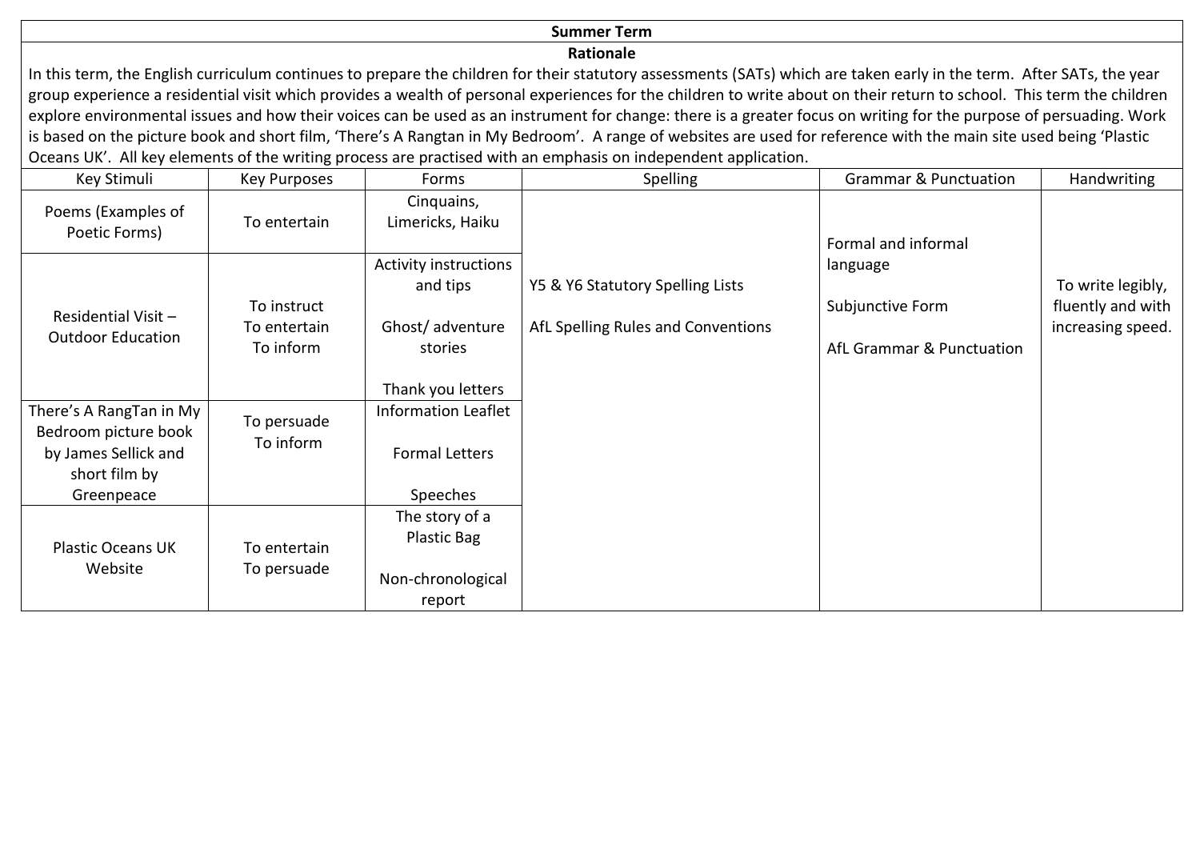**Summer Term**

**Rationale**

In this term, the English curriculum continues to prepare the children for their statutory assessments (SATs) which are taken early in the term. After SATs, the year group experience a residential visit which provides a wealth of personal experiences for the children to write about on their return to school. This term the children explore environmental issues and how their voices can be used as an instrument for change: there is a greater focus on writing for the purpose of persuading. Work is based on the picture book and short film, 'There's A Rangtan in My Bedroom'. A range of websites are used for reference with the main site used being 'Plastic Oceans UK'. All key elements of the writing process are practised with an emphasis on independent application.

| Key Stimuli | Key Purposes | Forms | Spelling | Grammar & Punctuation | Handwriting |
|---|---|---|---|---|---|
| Poems (Examples of Poetic Forms) | To entertain | Cinquains, Limericks, Haiku | Y5 & Y6 Statutory Spelling Lists<br><br>AfL Spelling Rules and Conventions | Formal and informal language<br><br>Subjunctive Form<br><br>AfL Grammar & Punctuation | To write legibly, fluently and with increasing speed. |
| Residential Visit – Outdoor Education | To instruct<br>To entertain<br>To inform | Activity instructions and tips<br><br>Ghost/ adventure stories<br><br>Thank you letters | | | |
| There's A RangTan in My Bedroom picture book by James Sellick and short film by Greenpeace | To persuade<br>To inform | Information Leaflet<br><br>Formal Letters<br><br>Speeches | | | |
| Plastic Oceans UK Website | To entertain<br>To persuade | The story of a Plastic Bag<br><br>Non-chronological report | | | |